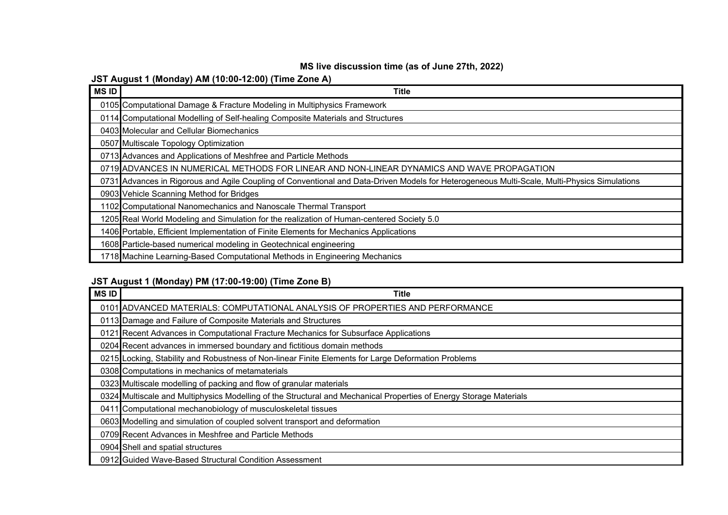# MS live discussion time (as of June 27th, 2022)

## JST August 1 (Monday) AM (10:00-12:00) (Time Zone A)

| MS ID | Title |
|---|---|
| 0105 | Computational Damage & Fracture Modeling in Multiphysics Framework |
| 0114 | Computational Modelling of Self-healing Composite Materials and Structures |
| 0403 | Molecular and Cellular Biomechanics |
| 0507 | Multiscale Topology Optimization |
| 0713 | Advances and Applications of Meshfree and Particle Methods |
| 0719 | ADVANCES IN NUMERICAL METHODS FOR LINEAR AND NON-LINEAR DYNAMICS AND WAVE PROPAGATION |
| 0731 | Advances in Rigorous and Agile Coupling of Conventional and Data-Driven Models for Heterogeneous Multi-Scale, Multi-Physics Simulations |
| 0903 | Vehicle Scanning Method for Bridges |
| 1102 | Computational Nanomechanics and Nanoscale Thermal Transport |
| 1205 | Real World Modeling and Simulation for the realization of Human-centered Society 5.0 |
| 1406 | Portable, Efficient Implementation of Finite Elements for Mechanics Applications |
| 1608 | Particle-based numerical modeling in Geotechnical engineering |
| 1718 | Machine Learning-Based Computational Methods in Engineering Mechanics |

## JST August 1 (Monday) PM (17:00-19:00) (Time Zone B)

| MS ID | Title |
|---|---|
| 0101 | ADVANCED MATERIALS: COMPUTATIONAL ANALYSIS OF PROPERTIES AND PERFORMANCE |
| 0113 | Damage and Failure of Composite Materials and Structures |
| 0121 | Recent Advances in Computational Fracture Mechanics for Subsurface Applications |
| 0204 | Recent advances in immersed boundary and fictitious domain methods |
| 0215 | Locking, Stability and Robustness of Non-linear Finite Elements for Large Deformation Problems |
| 0308 | Computations in mechanics of metamaterials |
| 0323 | Multiscale modelling of packing and flow of granular materials |
| 0324 | Multiscale and Multiphysics Modelling of the Structural and Mechanical Properties of Energy Storage Materials |
| 0411 | Computational mechanobiology of musculoskeletal tissues |
| 0603 | Modelling and simulation of coupled solvent transport and deformation |
| 0709 | Recent Advances in Meshfree and Particle Methods |
| 0904 | Shell and spatial structures |
| 0912 | Guided Wave-Based Structural Condition Assessment |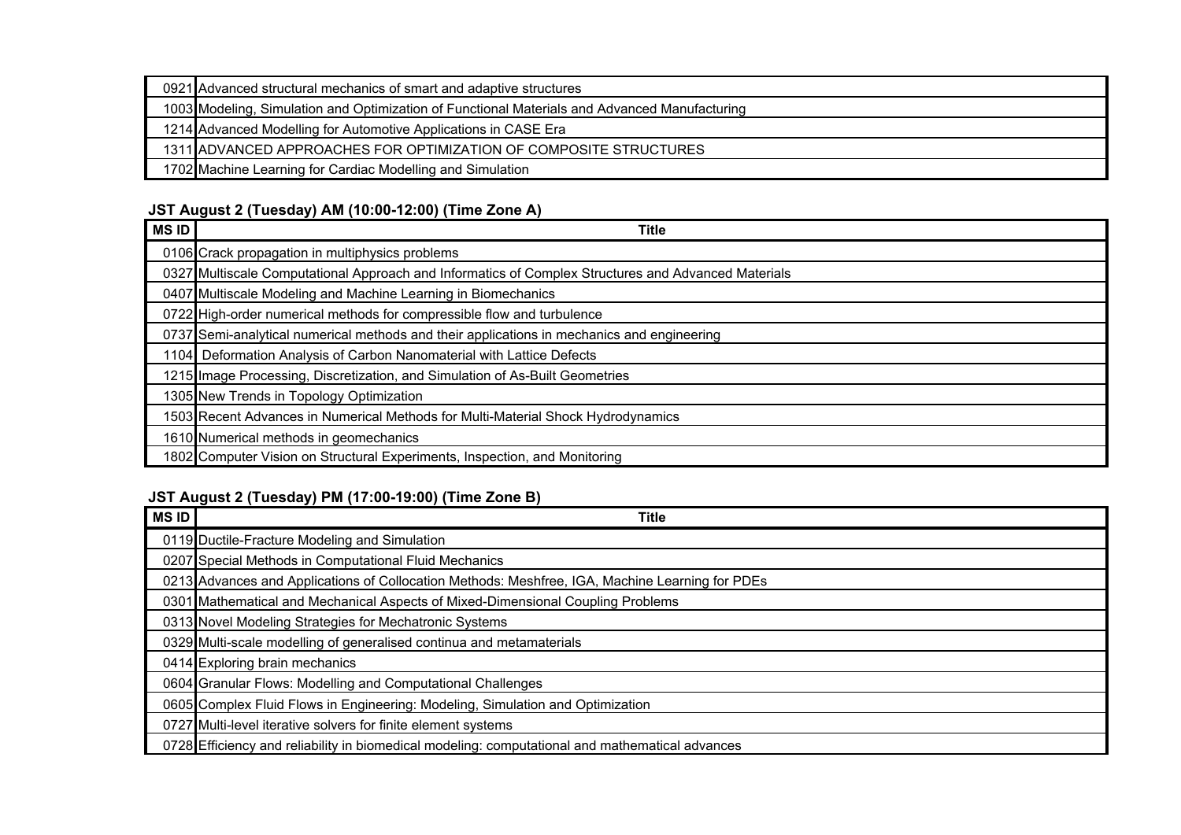| | |
|---|---|
| 0921 | Advanced structural mechanics of smart and adaptive structures |
| 1003 | Modeling, Simulation and Optimization of Functional Materials and Advanced Manufacturing |
| 1214 | Advanced Modelling for Automotive Applications in CASE Era |
| 1311 | ADVANCED APPROACHES FOR OPTIMIZATION OF COMPOSITE STRUCTURES |
| 1702 | Machine Learning for Cardiac Modelling and Simulation |

### JST August 2 (Tuesday) AM (10:00-12:00) (Time Zone A)

| MS ID | Title |
|---|---|
| 0106 | Crack propagation in multiphysics problems |
| 0327 | Multiscale Computational Approach and Informatics of Complex Structures and Advanced Materials |
| 0407 | Multiscale Modeling and Machine Learning in Biomechanics |
| 0722 | High-order numerical methods for compressible flow and turbulence |
| 0737 | Semi-analytical numerical methods and their applications in mechanics and engineering |
| 1104 | Deformation Analysis of Carbon Nanomaterial with Lattice Defects |
| 1215 | Image Processing, Discretization, and Simulation of As-Built Geometries |
| 1305 | New Trends in Topology Optimization |
| 1503 | Recent Advances in Numerical Methods for Multi-Material Shock Hydrodynamics |
| 1610 | Numerical methods in geomechanics |
| 1802 | Computer Vision on Structural Experiments, Inspection, and Monitoring |

### JST August 2 (Tuesday) PM (17:00-19:00) (Time Zone B)

| MS ID | Title |
|---|---|
| 0119 | Ductile-Fracture Modeling and Simulation |
| 0207 | Special Methods in Computational Fluid Mechanics |
| 0213 | Advances and Applications of Collocation Methods: Meshfree, IGA, Machine Learning for PDEs |
| 0301 | Mathematical and Mechanical Aspects of Mixed-Dimensional Coupling Problems |
| 0313 | Novel Modeling Strategies for Mechatronic Systems |
| 0329 | Multi-scale modelling of generalised continua and metamaterials |
| 0414 | Exploring brain mechanics |
| 0604 | Granular Flows: Modelling and Computational Challenges |
| 0605 | Complex Fluid Flows in Engineering: Modeling, Simulation and Optimization |
| 0727 | Multi-level iterative solvers for finite element systems |
| 0728 | Efficiency and reliability in biomedical modeling: computational and mathematical advances |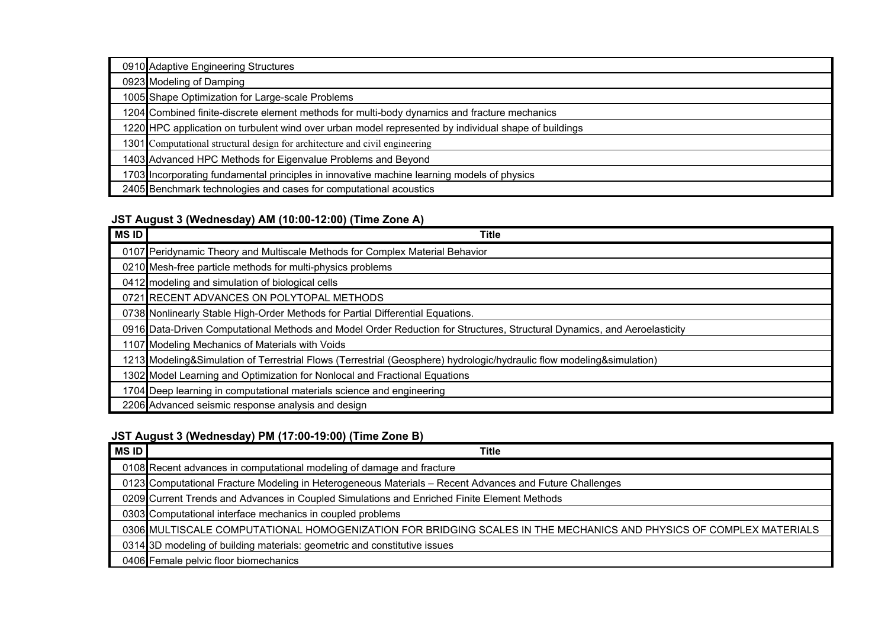| MS ID | Title |
|---|---|
| 0910 | Adaptive Engineering Structures |
| 0923 | Modeling of Damping |
| 1005 | Shape Optimization for Large-scale Problems |
| 1204 | Combined finite-discrete element methods for multi-body dynamics and fracture mechanics |
| 1220 | HPC application on turbulent wind over urban model represented by individual shape of buildings |
| 1301 | Computational structural design for architecture and civil engineering |
| 1403 | Advanced HPC Methods for Eigenvalue Problems and Beyond |
| 1703 | Incorporating fundamental principles in innovative machine learning models of physics |
| 2405 | Benchmark technologies and cases for computational acoustics |

**JST August 3 (Wednesday) AM (10:00-12:00) (Time Zone A)**

| MS ID | Title |
|---|---|
| 0107 | Peridynamic Theory and Multiscale Methods for Complex Material Behavior |
| 0210 | Mesh-free particle methods for multi-physics problems |
| 0412 | modeling and simulation of biological cells |
| 0721 | RECENT ADVANCES ON POLYTOPAL METHODS |
| 0738 | Nonlinearly Stable High-Order Methods for Partial Differential Equations. |
| 0916 | Data-Driven Computational Methods and Model Order Reduction for Structures, Structural Dynamics, and Aeroelasticity |
| 1107 | Modeling Mechanics of Materials with Voids |
| 1213 | Modeling&Simulation of Terrestrial Flows (Terrestrial (Geosphere) hydrologic/hydraulic flow modeling&simulation) |
| 1302 | Model Learning and Optimization for Nonlocal and Fractional Equations |
| 1704 | Deep learning in computational materials science and engineering |
| 2206 | Advanced seismic response analysis and design |

**JST August 3 (Wednesday) PM (17:00-19:00) (Time Zone B)**

| MS ID | Title |
|---|---|
| 0108 | Recent advances in computational modeling of damage and fracture |
| 0123 | Computational Fracture Modeling in Heterogeneous Materials – Recent Advances and Future Challenges |
| 0209 | Current Trends and Advances in Coupled Simulations and Enriched Finite Element Methods |
| 0303 | Computational interface mechanics in coupled problems |
| 0306 | MULTISCALE COMPUTATIONAL HOMOGENIZATION FOR BRIDGING SCALES IN THE MECHANICS AND PHYSICS OF COMPLEX MATERIALS |
| 0314 | 3D modeling of building materials: geometric and constitutive issues |
| 0406 | Female pelvic floor biomechanics |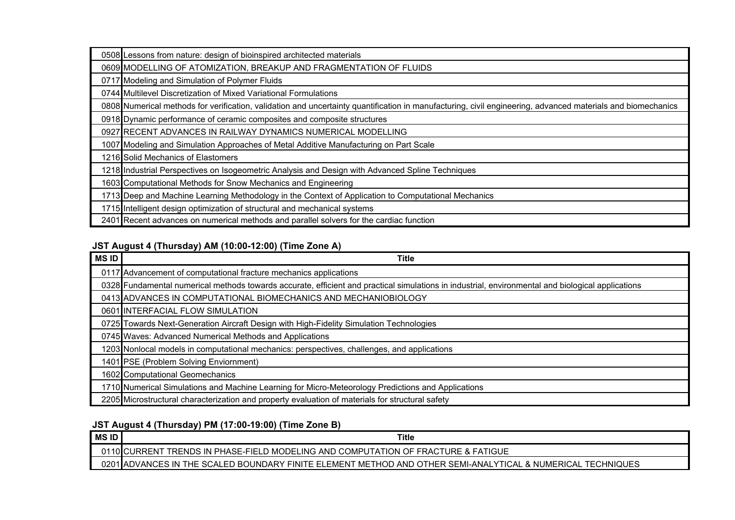| MS ID | Title |
|---|---|
| 0508 | Lessons from nature: design of bioinspired architected materials |
| 0609 | MODELLING OF ATOMIZATION, BREAKUP AND FRAGMENTATION OF FLUIDS |
| 0717 | Modeling and Simulation of Polymer Fluids |
| 0744 | Multilevel Discretization of Mixed Variational Formulations |
| 0808 | Numerical methods for verification, validation and uncertainty quantification in manufacturing, civil engineering, advanced materials and biomechanics |
| 0918 | Dynamic performance of ceramic composites and composite structures |
| 0927 | RECENT ADVANCES IN RAILWAY DYNAMICS NUMERICAL MODELLING |
| 1007 | Modeling and Simulation Approaches of Metal Additive Manufacturing on Part Scale |
| 1216 | Solid Mechanics of Elastomers |
| 1218 | Industrial Perspectives on Isogeometric Analysis and Design with Advanced Spline Techniques |
| 1603 | Computational Methods for Snow Mechanics and Engineering |
| 1713 | Deep and Machine Learning Methodology in the Context of Application to Computational Mechanics |
| 1715 | Intelligent design optimization of structural and mechanical systems |
| 2401 | Recent advances on numerical methods and parallel solvers for the cardiac function |

### JST August 4 (Thursday) AM (10:00-12:00) (Time Zone A)

| MS ID | Title |
|---|---|
| 0117 | Advancement of computational fracture mechanics applications |
| 0328 | Fundamental numerical methods towards accurate, efficient and practical simulations in industrial, environmental and biological applications |
| 0413 | ADVANCES IN COMPUTATIONAL BIOMECHANICS AND MECHANIOBIOLOGY |
| 0601 | INTERFACIAL FLOW SIMULATION |
| 0725 | Towards Next-Generation Aircraft Design with High-Fidelity Simulation Technologies |
| 0745 | Waves: Advanced Numerical Methods and Applications |
| 1203 | Nonlocal models in computational mechanics: perspectives, challenges, and applications |
| 1401 | PSE (Problem Solving Enviornment) |
| 1602 | Computational Geomechanics |
| 1710 | Numerical Simulations and Machine Learning for Micro-Meteorology Predictions and Applications |
| 2205 | Microstructural characterization and property evaluation of materials for structural safety |

### JST August 4 (Thursday) PM (17:00-19:00) (Time Zone B)

| MS ID | Title |
|---|---|
| 0110 | CURRENT TRENDS IN PHASE-FIELD MODELING AND COMPUTATION OF FRACTURE & FATIGUE |
| 0201 | ADVANCES IN THE SCALED BOUNDARY FINITE ELEMENT METHOD AND OTHER SEMI-ANALYTICAL & NUMERICAL TECHNIQUES |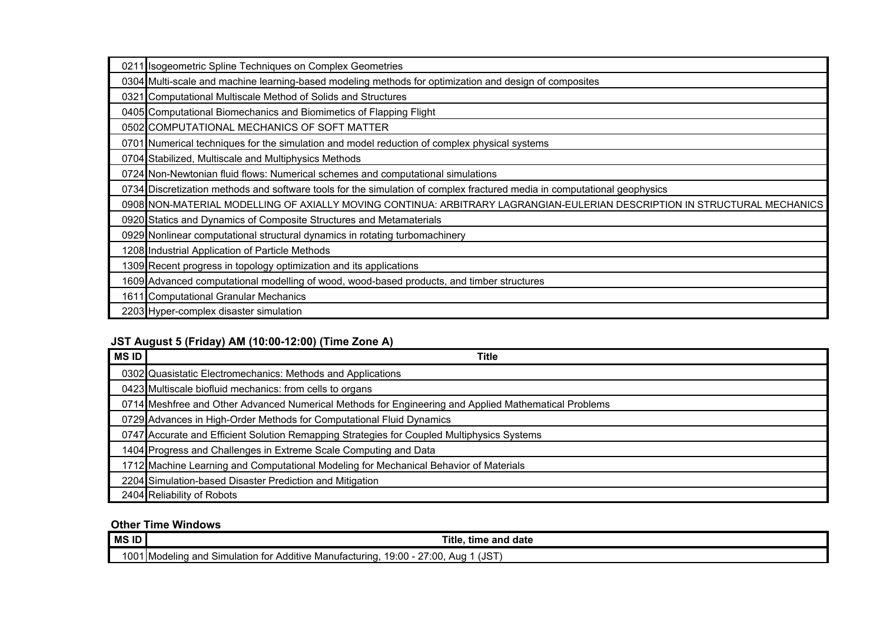| MS ID | Title |
|---|---|
| 0211 | Isogeometric Spline Techniques on Complex Geometries |
| 0304 | Multi-scale and machine learning-based modeling methods for optimization and design of composites |
| 0321 | Computational Multiscale Method of Solids and Structures |
| 0405 | Computational Biomechanics and Biomimetics of Flapping Flight |
| 0502 | COMPUTATIONAL MECHANICS OF SOFT MATTER |
| 0701 | Numerical techniques for the simulation and model reduction of complex physical systems |
| 0704 | Stabilized, Multiscale and Multiphysics Methods |
| 0724 | Non-Newtonian fluid flows: Numerical schemes and computational simulations |
| 0734 | Discretization methods and software tools for the simulation of complex fractured media in computational geophysics |
| 0908 | NON-MATERIAL MODELLING OF AXIALLY MOVING CONTINUA: ARBITRARY LAGRANGIAN-EULERIAN DESCRIPTION IN STRUCTURAL MECHANICS |
| 0920 | Statics and Dynamics of Composite Structures and Metamaterials |
| 0929 | Nonlinear computational structural dynamics in rotating turbomachinery |
| 1208 | Industrial Application of Particle Methods |
| 1309 | Recent progress in topology optimization and its applications |
| 1609 | Advanced computational modelling of wood, wood-based products, and timber structures |
| 1611 | Computational Granular Mechanics |
| 2203 | Hyper-complex disaster simulation |

### JST August 5 (Friday) AM (10:00-12:00) (Time Zone A)

| MS ID | Title |
|---|---|
| 0302 | Quasistatic Electromechanics: Methods and Applications |
| 0423 | Multiscale biofluid mechanics: from cells to organs |
| 0714 | Meshfree and Other Advanced Numerical Methods for Engineering and Applied Mathematical Problems |
| 0729 | Advances in High-Order Methods for Computational Fluid Dynamics |
| 0747 | Accurate and Efficient Solution Remapping Strategies for Coupled Multiphysics Systems |
| 1404 | Progress and Challenges in Extreme Scale Computing and Data |
| 1712 | Machine Learning and Computational Modeling for Mechanical Behavior of Materials |
| 2204 | Simulation-based Disaster Prediction and Mitigation |
| 2404 | Reliability of Robots |

### Other Time Windows

| MS ID | Title, time and date |
|---|---|
| 1001 | Modeling and Simulation for Additive Manufacturing, 19:00 - 27:00, Aug 1 (JST) |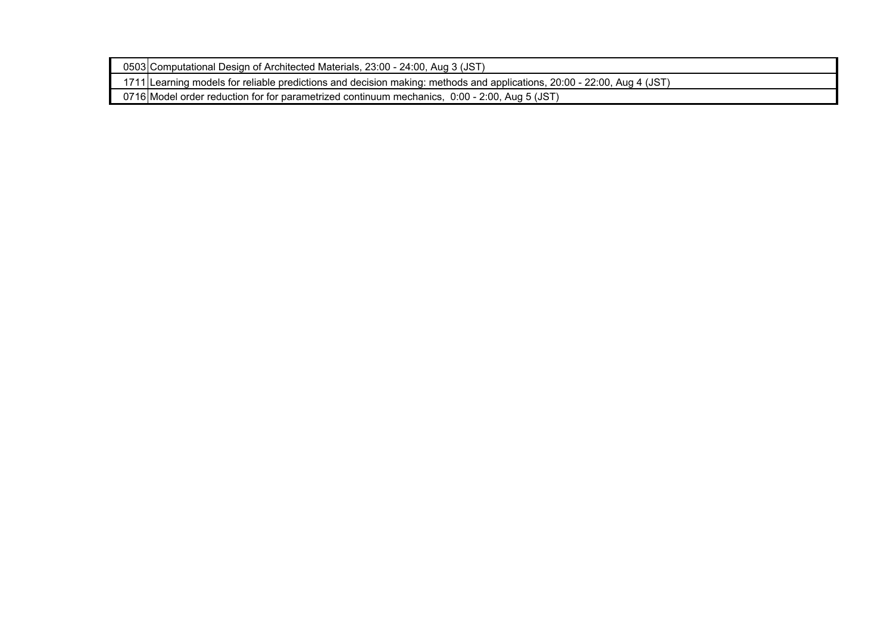| | |
|---|---|
| 0503 | Computational Design of Architected Materials, 23:00 - 24:00, Aug 3 (JST) |
| 1711 | Learning models for reliable predictions and decision making: methods and applications, 20:00 - 22:00, Aug 4 (JST) |
| 0716 | Model order reduction for for parametrized continuum mechanics,  0:00 - 2:00, Aug 5 (JST) |